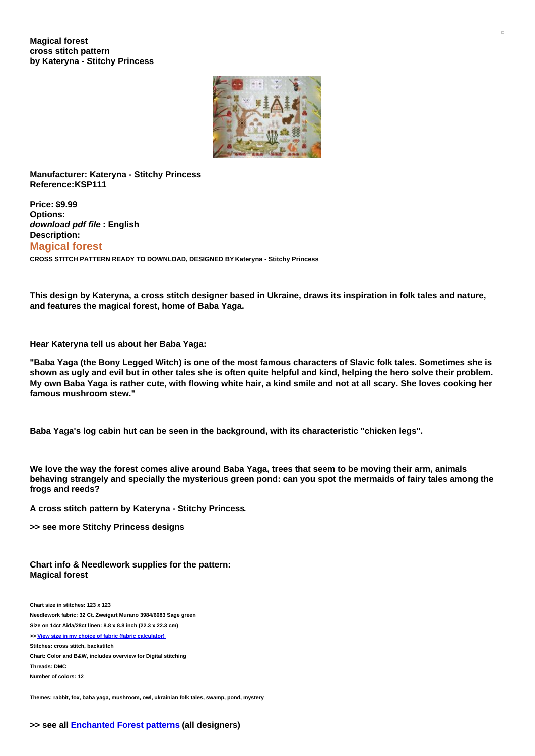**Magical forest**
**cross stitch pattern**
**by Kateryna - Stitchy Princess**

**Manufacturer: Kateryna - Stitchy Princess**
**Reference:KSP111**

**Price: $9.99**
**Options:**
***download pdf file* : English**
**Description:**

## Magical forest

**CROSS STITCH PATTERN READY TO DOWNLOAD, DESIGNED BY Kateryna - Stitchy Princess**

**This design by Kateryna, a cross stitch designer based in Ukraine, draws its inspiration in folk tales and nature, and features the magical forest, home of Baba Yaga.**

**Hear Kateryna tell us about her Baba Yaga:**

**"Baba Yaga (the Bony Legged Witch) is one of the most famous characters of Slavic folk tales. Sometimes she is shown as ugly and evil but in other tales she is often quite helpful and kind, helping the hero solve their problem. My own Baba Yaga is rather cute, with flowing white hair, a kind smile and not at all scary. She loves cooking her famous mushroom stew."**

**Baba Yaga's log cabin hut can be seen in the background, with its characteristic "chicken legs".**

**We love the way the forest comes alive around Baba Yaga, trees that seem to be moving their arm, animals behaving strangely and specially the mysterious green pond: can you spot the mermaids of fairy tales among the frogs and reeds?**

**A cross stitch pattern by Kateryna - Stitchy Princess.**

**>> see more Stitchy Princess designs**

**Chart info & Needlework supplies for the pattern: Magical forest**

**Chart size in stitches: 123 x 123**
**Needlework fabric: 32 Ct. Zweigart Murano 3984/6083 Sage green**
**Size on 14ct Aida/28ct linen: 8.8 x 8.8 inch (22.3 x 22.3 cm)**
**>> View size in my choice of fabric (fabric calculator)**
**Stitches: cross stitch, backstitch**
**Chart: Color and B&W, includes overview for Digital stitching**
**Threads: DMC**
**Number of colors: 12**

**Themes: rabbit, fox, baba yaga, mushroom, owl, ukrainian folk tales, swamp, pond, mystery**

**>> see all Enchanted Forest patterns (all designers)**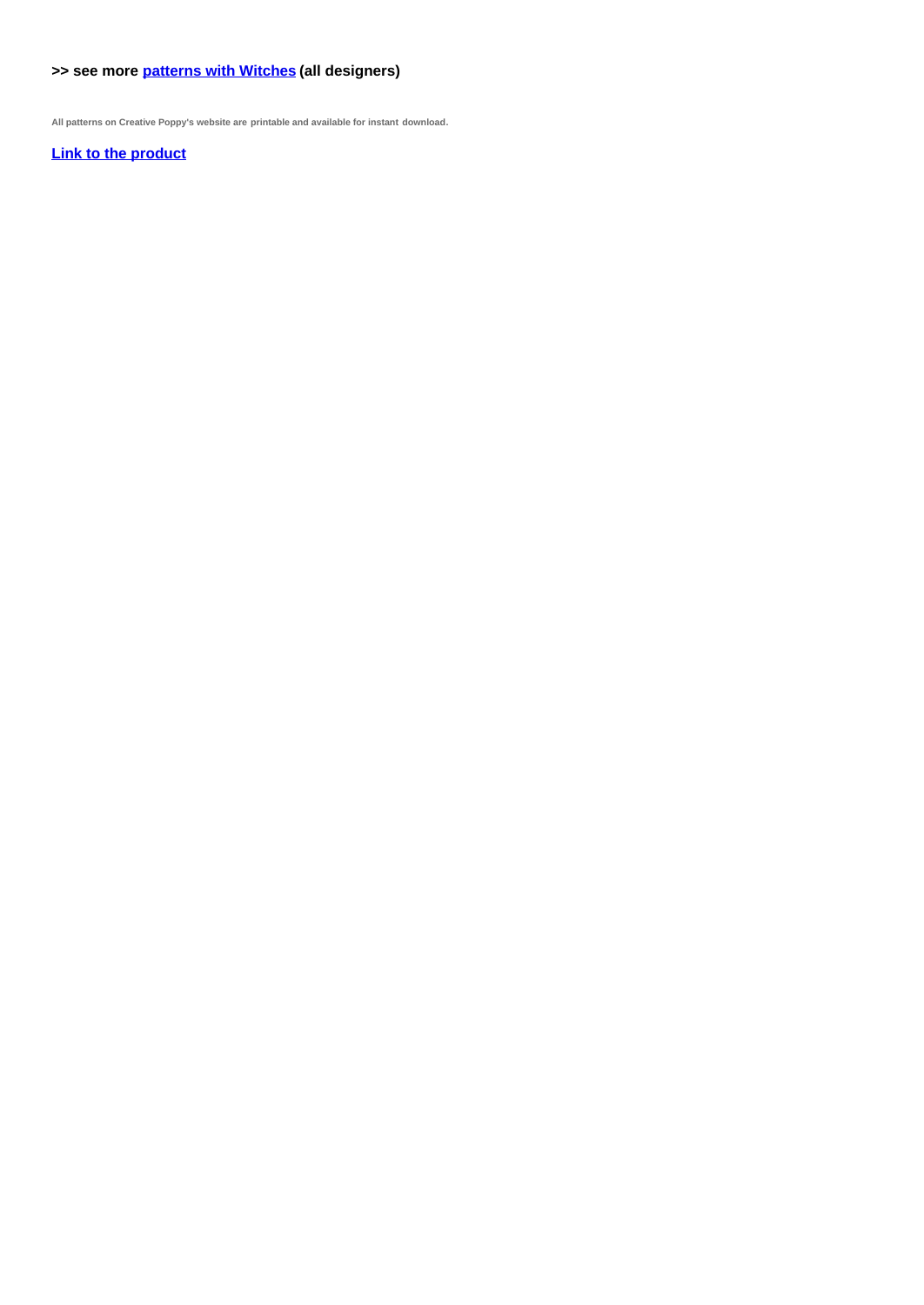**>> see more [patterns with Witches] (all designers)**

All patterns on Creative Poppy's website are printable and available for instant download.

**[Link to the product]**